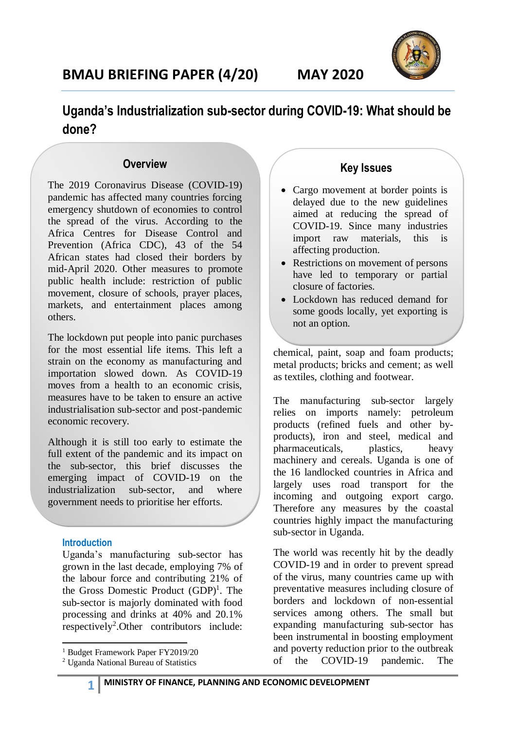# BMAU BRIEFING PAPER (4/20) MAY 2020

## Uganda's Industrialization sub-sector during COVID-19: What should be done?

### Overview

The 2019 Coronavirus Disease (COVID-19) pandemic has affected many countries forcing emergency shutdown of economies to control the spread of the virus. According to the Africa Centres for Disease Control and Prevention (Africa CDC), 43 of the 54 African states had closed their borders by mid-April 2020. Other measures to promote public health include: restriction of public movement, closure of schools, prayer places, markets, and entertainment places among others.

The lockdown put people into panic purchases for the most essential life items. This left a strain on the economy as manufacturing and importation slowed down. As COVID-19 moves from a health to an economic crisis, measures have to be taken to ensure an active industrialisation sub-sector and post-pandemic economic recovery.

Although it is still too early to estimate the full extent of the pandemic and its impact on the sub-sector, this brief discusses the emerging impact of COVID-19 on the industrialization sub-sector, and where government needs to prioritise her efforts.

### Key Issues

- Cargo movement at border points is delayed due to the new guidelines aimed at reducing the spread of COVID-19. Since many industries import raw materials, this is affecting production.
- Restrictions on movement of persons have led to temporary or partial closure of factories.
- Lockdown has reduced demand for some goods locally, yet exporting is not an option.

### Introduction

Uganda's manufacturing sub-sector has grown in the last decade, employing 7% of the labour force and contributing 21% of the Gross Domestic Product (GDP)[1]. The sub-sector is majorly dominated with food processing and drinks at 40% and 20.1% respectively[2].Other contributors include: chemical, paint, soap and foam products; metal products; bricks and cement; as well as textiles, clothing and footwear.

The manufacturing sub-sector largely relies on imports namely: petroleum products (refined fuels and other by-products), iron and steel, medical and pharmaceuticals, plastics, heavy machinery and cereals. Uganda is one of the 16 landlocked countries in Africa and largely uses road transport for the incoming and outgoing export cargo. Therefore any measures by the coastal countries highly impact the manufacturing sub-sector in Uganda.

The world was recently hit by the deadly COVID-19 and in order to prevent spread of the virus, many countries came up with preventative measures including closure of borders and lockdown of non-essential services among others. The small but expanding manufacturing sub-sector has been instrumental in boosting employment and poverty reduction prior to the outbreak of the COVID-19 pandemic. The

[1] Budget Framework Paper FY2019/20
[2] Uganda National Bureau of Statistics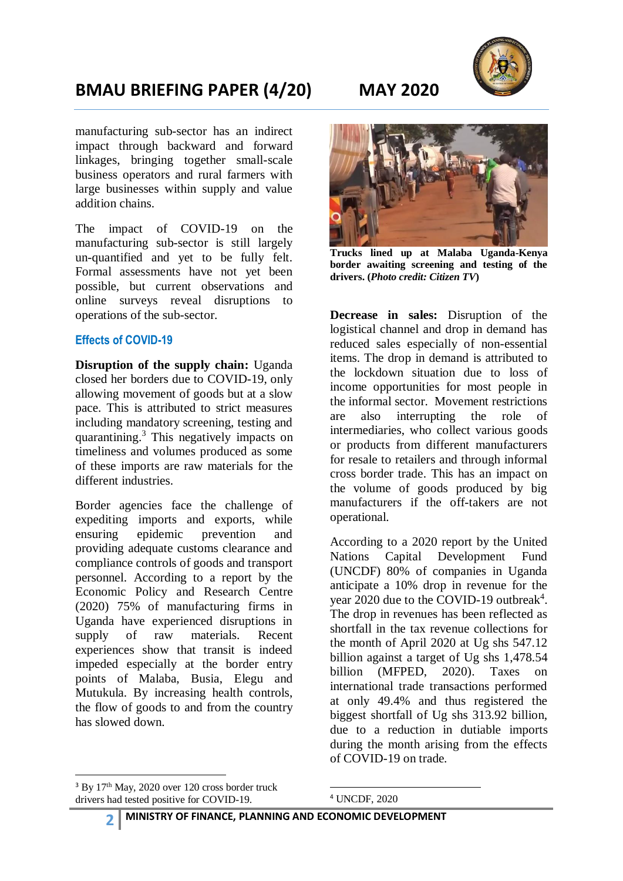manufacturing sub-sector has an indirect impact through backward and forward linkages, bringing together small-scale business operators and rural farmers with large businesses within supply and value addition chains.

The impact of COVID-19 on the manufacturing sub-sector is still largely un-quantified and yet to be fully felt. Formal assessments have not yet been possible, but current observations and online surveys reveal disruptions to operations of the sub-sector.

### Effects of COVID-19

**Disruption of the supply chain:** Uganda closed her borders due to COVID-19, only allowing movement of goods but at a slow pace. This is attributed to strict measures including mandatory screening, testing and quarantining.[3] This negatively impacts on timeliness and volumes produced as some of these imports are raw materials for the different industries.

Border agencies face the challenge of expediting imports and exports, while ensuring epidemic prevention and providing adequate customs clearance and compliance controls of goods and transport personnel. According to a report by the Economic Policy and Research Centre (2020) 75% of manufacturing firms in Uganda have experienced disruptions in supply of raw materials. Recent experiences show that transit is indeed impeded especially at the border entry points of Malaba, Busia, Elegu and Mutukula. By increasing health controls, the flow of goods to and from the country has slowed down.

**Trucks lined up at Malaba Uganda-Kenya border awaiting screening and testing of the drivers. (*Photo credit: Citizen TV*)**

**Decrease in sales:** Disruption of the logistical channel and drop in demand has reduced sales especially of non-essential items. The drop in demand is attributed to the lockdown situation due to loss of income opportunities for most people in the informal sector. Movement restrictions are also interrupting the role of intermediaries, who collect various goods or products from different manufacturers for resale to retailers and through informal cross border trade. This has an impact on the volume of goods produced by big manufacturers if the off-takers are not operational.

According to a 2020 report by the United Nations Capital Development Fund (UNCDF) 80% of companies in Uganda anticipate a 10% drop in revenue for the year 2020 due to the COVID-19 outbreak[4]. The drop in revenues has been reflected as shortfall in the tax revenue collections for the month of April 2020 at Ug shs 547.12 billion against a target of Ug shs 1,478.54 billion (MFPED, 2020). Taxes on international trade transactions performed at only 49.4% and thus registered the biggest shortfall of Ug shs 313.92 billion, due to a reduction in dutiable imports during the month arising from the effects of COVID-19 on trade.

---

[3] By 17th May, 2020 over 120 cross border truck drivers had tested positive for COVID-19.

[4] UNCDF, 2020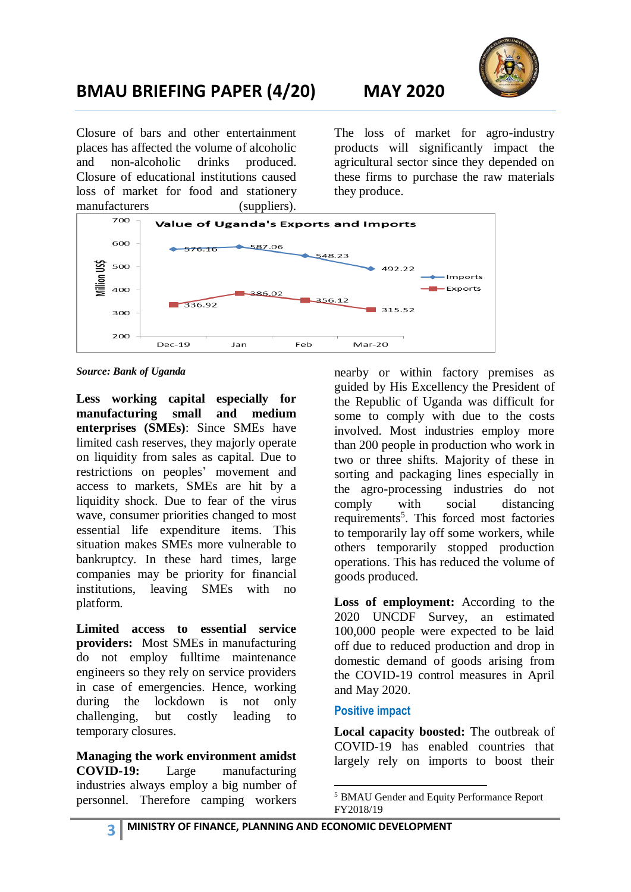Closure of bars and other entertainment places has affected the volume of alcoholic and non-alcoholic drinks produced. Closure of educational institutions caused loss of market for food and stationery manufacturers (suppliers).

The loss of market for agro-industry products will significantly impact the agricultural sector since they depended on these firms to purchase the raw materials they produce.

**Value of Uganda's Exports and Imports**

| Million US$ | Dec-19 | Jan | Feb | Mar-20 |
|---|---|---|---|---|
| Imports | 576.16 | 587.06 | 548.23 | 492.22 |
| Exports | 336.92 | 386.02 | 356.12 | 315.52 |

***Source: Bank of Uganda***

**Less working capital especially for manufacturing small and medium enterprises (SMEs)**: Since SMEs have limited cash reserves, they majorly operate on liquidity from sales as capital. Due to restrictions on peoples' movement and access to markets, SMEs are hit by a liquidity shock. Due to fear of the virus wave, consumer priorities changed to most essential life expenditure items. This situation makes SMEs more vulnerable to bankruptcy. In these hard times, large companies may be priority for financial institutions, leaving SMEs with no platform.

**Limited access to essential service providers:** Most SMEs in manufacturing do not employ fulltime maintenance engineers so they rely on service providers in case of emergencies. Hence, working during the lockdown is not only challenging, but costly leading to temporary closures.

**Managing the work environment amidst COVID-19:** Large manufacturing industries always employ a big number of personnel. Therefore camping workers nearby or within factory premises as guided by His Excellency the President of the Republic of Uganda was difficult for some to comply with due to the costs involved. Most industries employ more than 200 people in production who work in two or three shifts. Majority of these in sorting and packaging lines especially in the agro-processing industries do not comply with social distancing requirements[5]. This forced most factories to temporarily lay off some workers, while others temporarily stopped production operations. This has reduced the volume of goods produced.

**Loss of employment:** According to the 2020 UNCDF Survey, an estimated 100,000 people were expected to be laid off due to reduced production and drop in domestic demand of goods arising from the COVID-19 control measures in April and May 2020.

## Positive impact

**Local capacity boosted:** The outbreak of COVID-19 has enabled countries that largely rely on imports to boost their

---

[5] BMAU Gender and Equity Performance Report FY2018/19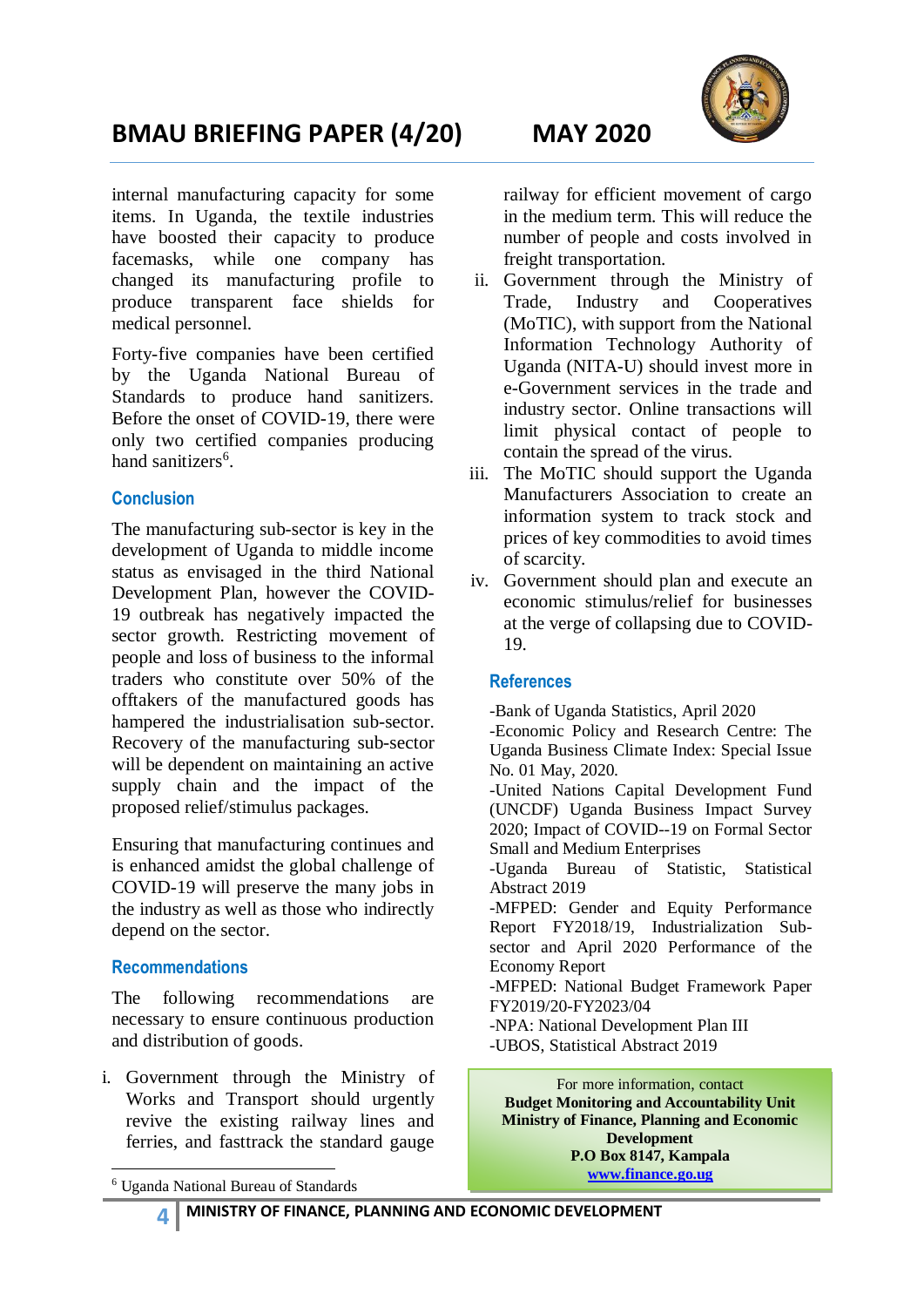internal manufacturing capacity for some items. In Uganda, the textile industries have boosted their capacity to produce facemasks, while one company has changed its manufacturing profile to produce transparent face shields for medical personnel.

Forty-five companies have been certified by the Uganda National Bureau of Standards to produce hand sanitizers. Before the onset of COVID-19, there were only two certified companies producing hand sanitizers[6].

## Conclusion

The manufacturing sub-sector is key in the development of Uganda to middle income status as envisaged in the third National Development Plan, however the COVID-19 outbreak has negatively impacted the sector growth. Restricting movement of people and loss of business to the informal traders who constitute over 50% of the offtakers of the manufactured goods has hampered the industrialisation sub-sector. Recovery of the manufacturing sub-sector will be dependent on maintaining an active supply chain and the impact of the proposed relief/stimulus packages.

Ensuring that manufacturing continues and is enhanced amidst the global challenge of COVID-19 will preserve the many jobs in the industry as well as those who indirectly depend on the sector.

## Recommendations

The following recommendations are necessary to ensure continuous production and distribution of goods.

i. Government through the Ministry of Works and Transport should urgently revive the existing railway lines and ferries, and fasttrack the standard gauge railway for efficient movement of cargo in the medium term. This will reduce the number of people and costs involved in freight transportation.

ii. Government through the Ministry of Trade, Industry and Cooperatives (MoTIC), with support from the National Information Technology Authority of Uganda (NITA-U) should invest more in e-Government services in the trade and industry sector. Online transactions will limit physical contact of people to contain the spread of the virus.

iii. The MoTIC should support the Uganda Manufacturers Association to create an information system to track stock and prices of key commodities to avoid times of scarcity.

iv. Government should plan and execute an economic stimulus/relief for businesses at the verge of collapsing due to COVID-19.

## References

-Bank of Uganda Statistics, April 2020

-Economic Policy and Research Centre: The Uganda Business Climate Index: Special Issue No. 01 May, 2020.

-United Nations Capital Development Fund (UNCDF) Uganda Business Impact Survey 2020; Impact of COVID--19 on Formal Sector Small and Medium Enterprises

-Uganda Bureau of Statistic, Statistical Abstract 2019

-MFPED: Gender and Equity Performance Report FY2018/19, Industrialization Sub-sector and April 2020 Performance of the Economy Report

-MFPED: National Budget Framework Paper FY2019/20-FY2023/04

-NPA: National Development Plan III

-UBOS, Statistical Abstract 2019

For more information, contact
**Budget Monitoring and Accountability Unit**
**Ministry of Finance, Planning and Economic Development**
**P.O Box 8147, Kampala**
**www.finance.go.ug**

[6] Uganda National Bureau of Standards